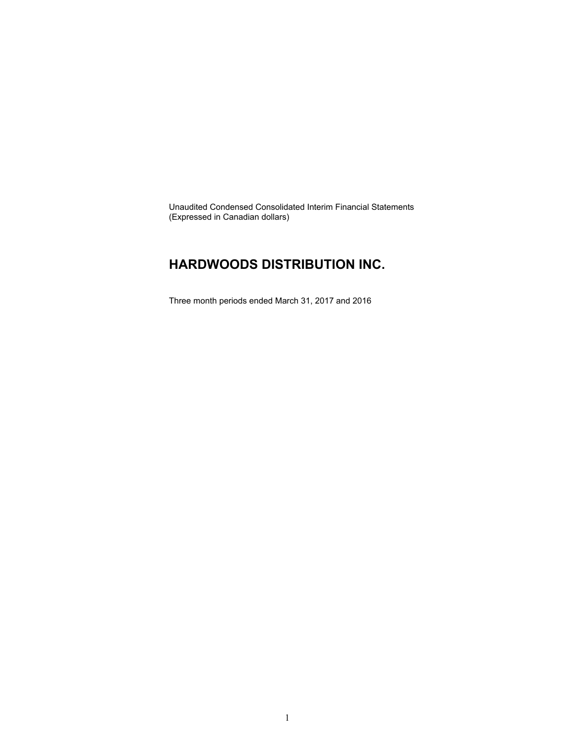Unaudited Condensed Consolidated Interim Financial Statements
(Expressed in Canadian dollars)

# HARDWOODS DISTRIBUTION INC.

Three month periods ended March 31, 2017 and 2016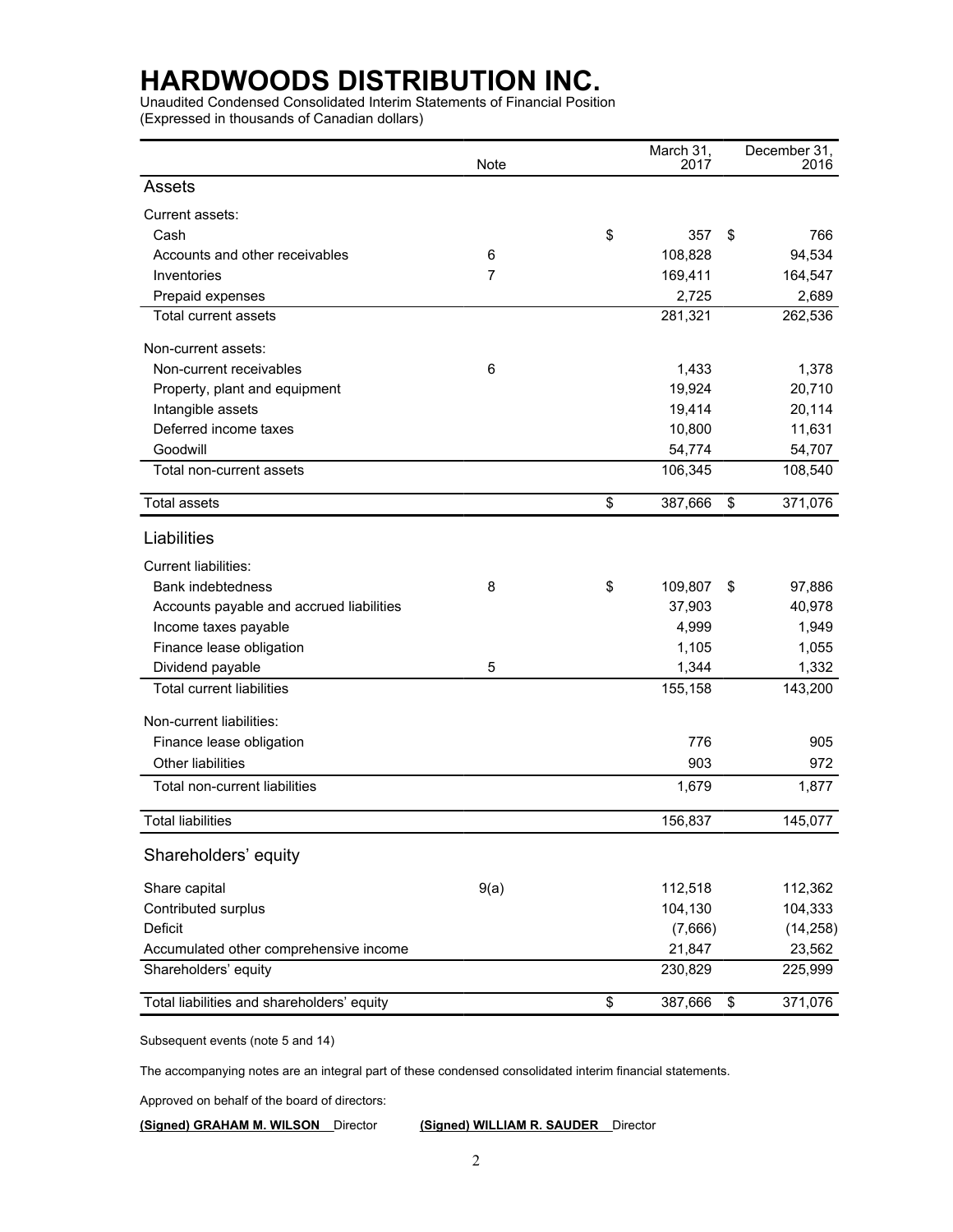# HARDWOODS DISTRIBUTION INC.

Unaudited Condensed Consolidated Interim Statements of Financial Position
(Expressed in thousands of Canadian dollars)

| | Note | March 31, 2017 | December 31, 2016 |
|---|---|---|---|
| **Assets** | | | |
| Current assets: | | | |
| Cash | | $ 357 | $ 766 |
| Accounts and other receivables | 6 | 108,828 | 94,534 |
| Inventories | 7 | 169,411 | 164,547 |
| Prepaid expenses | | 2,725 | 2,689 |
| Total current assets | | 281,321 | 262,536 |
| Non-current assets: | | | |
| Non-current receivables | 6 | 1,433 | 1,378 |
| Property, plant and equipment | | 19,924 | 20,710 |
| Intangible assets | | 19,414 | 20,114 |
| Deferred income taxes | | 10,800 | 11,631 |
| Goodwill | | 54,774 | 54,707 |
| Total non-current assets | | 106,345 | 108,540 |
| Total assets | | $ 387,666 | $ 371,076 |
| **Liabilities** | | | |
| Current liabilities: | | | |
| Bank indebtedness | 8 | $ 109,807 | $ 97,886 |
| Accounts payable and accrued liabilities | | 37,903 | 40,978 |
| Income taxes payable | | 4,999 | 1,949 |
| Finance lease obligation | | 1,105 | 1,055 |
| Dividend payable | 5 | 1,344 | 1,332 |
| Total current liabilities | | 155,158 | 143,200 |
| Non-current liabilities: | | | |
| Finance lease obligation | | 776 | 905 |
| Other liabilities | | 903 | 972 |
| Total non-current liabilities | | 1,679 | 1,877 |
| Total liabilities | | 156,837 | 145,077 |
| **Shareholders' equity** | | | |
| Share capital | 9(a) | 112,518 | 112,362 |
| Contributed surplus | | 104,130 | 104,333 |
| Deficit | | (7,666) | (14,258) |
| Accumulated other comprehensive income | | 21,847 | 23,562 |
| Shareholders' equity | | 230,829 | 225,999 |
| Total liabilities and shareholders' equity | | $ 387,666 | $ 371,076 |

Subsequent events (note 5 and 14)

The accompanying notes are an integral part of these condensed consolidated interim financial statements.

Approved on behalf of the board of directors:

**(Signed) GRAHAM M. WILSON** Director **(Signed) WILLIAM R. SAUDER** Director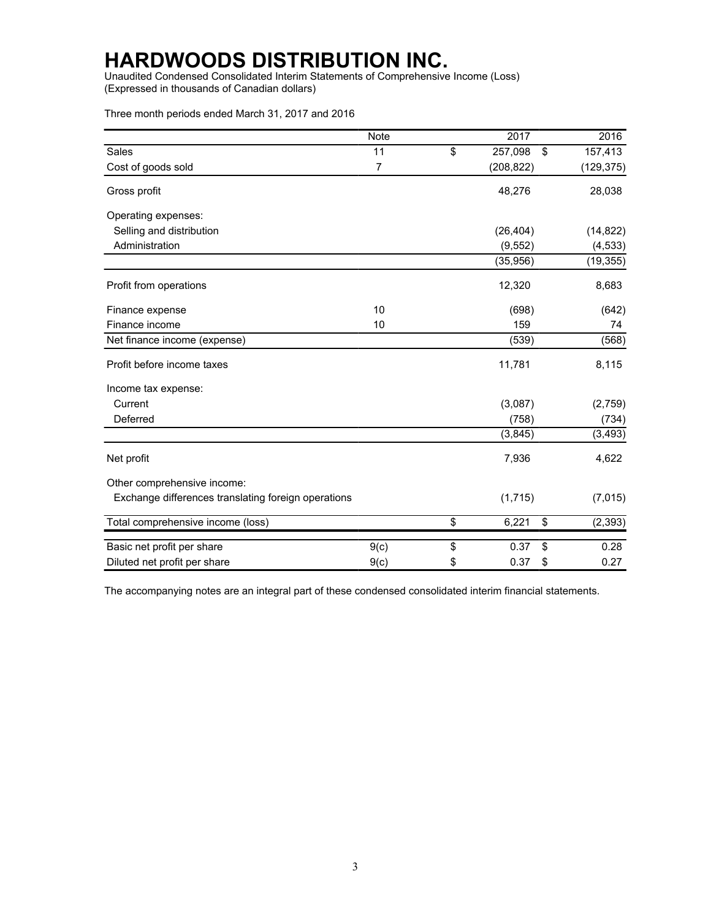# HARDWOODS DISTRIBUTION INC.

Unaudited Condensed Consolidated Interim Statements of Comprehensive Income (Loss)
(Expressed in thousands of Canadian dollars)

Three month periods ended March 31, 2017 and 2016

| | Note | 2017 | 2016 |
|---|---|---|---|
| Sales | 11 | $ 257,098 | $ 157,413 |
| Cost of goods sold | 7 | (208,822) | (129,375) |
| Gross profit | | 48,276 | 28,038 |
| Operating expenses: | | | |
| Selling and distribution | | (26,404) | (14,822) |
| Administration | | (9,552) | (4,533) |
| | | (35,956) | (19,355) |
| Profit from operations | | 12,320 | 8,683 |
| Finance expense | 10 | (698) | (642) |
| Finance income | 10 | 159 | 74 |
| Net finance income (expense) | | (539) | (568) |
| Profit before income taxes | | 11,781 | 8,115 |
| Income tax expense: | | | |
| Current | | (3,087) | (2,759) |
| Deferred | | (758) | (734) |
| | | (3,845) | (3,493) |
| Net profit | | 7,936 | 4,622 |
| Other comprehensive income: | | | |
| Exchange differences translating foreign operations | | (1,715) | (7,015) |
| Total comprehensive income (loss) | | $ 6,221 | $ (2,393) |
| Basic net profit per share | 9(c) | $ 0.37 | $ 0.28 |
| Diluted net profit per share | 9(c) | $ 0.37 | $ 0.27 |

The accompanying notes are an integral part of these condensed consolidated interim financial statements.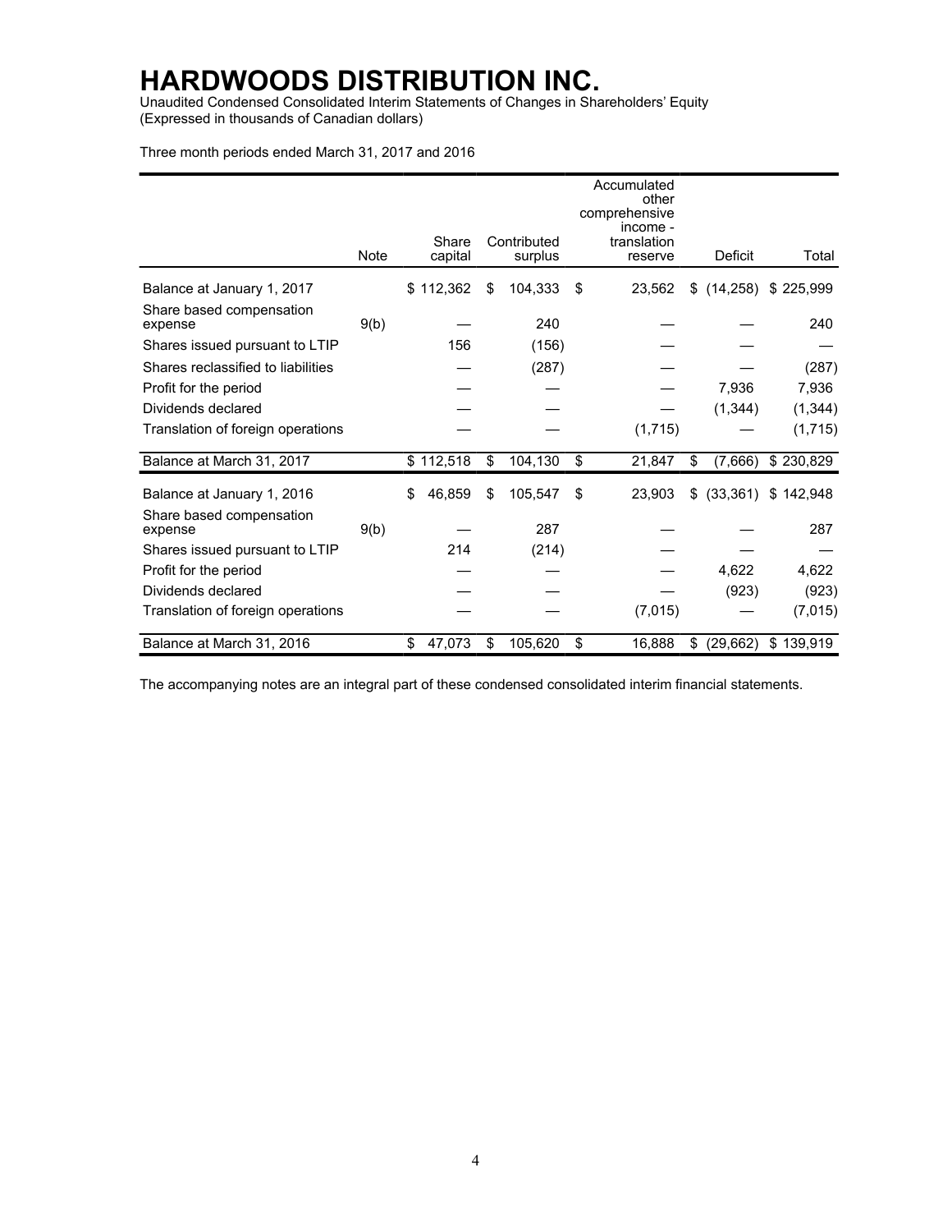# HARDWOODS DISTRIBUTION INC.

Unaudited Condensed Consolidated Interim Statements of Changes in Shareholders' Equity
(Expressed in thousands of Canadian dollars)

Three month periods ended March 31, 2017 and 2016

| | Note | Share capital | Contributed surplus | Accumulated other comprehensive income - translation reserve | Deficit | Total |
|---|---|---|---|---|---|---|
| Balance at January 1, 2017 | | $ 112,362 | $ 104,333 | $ 23,562 | $ (14,258) | $ 225,999 |
| Share based compensation expense | 9(b) | — | 240 | — | — | 240 |
| Shares issued pursuant to LTIP | | 156 | (156) | — | — | — |
| Shares reclassified to liabilities | | — | (287) | — | — | (287) |
| Profit for the period | | — | — | — | 7,936 | 7,936 |
| Dividends declared | | — | — | — | (1,344) | (1,344) |
| Translation of foreign operations | | — | — | (1,715) | — | (1,715) |
| Balance at March 31, 2017 | | $ 112,518 | $ 104,130 | $ 21,847 | $ (7,666) | $ 230,829 |
| Balance at January 1, 2016 | | $ 46,859 | $ 105,547 | $ 23,903 | $ (33,361) | $ 142,948 |
| Share based compensation expense | 9(b) | — | 287 | — | — | 287 |
| Shares issued pursuant to LTIP | | 214 | (214) | — | — | — |
| Profit for the period | | — | — | — | 4,622 | 4,622 |
| Dividends declared | | — | — | — | (923) | (923) |
| Translation of foreign operations | | — | — | (7,015) | — | (7,015) |
| Balance at March 31, 2016 | | $ 47,073 | $ 105,620 | $ 16,888 | $ (29,662) | $ 139,919 |

The accompanying notes are an integral part of these condensed consolidated interim financial statements.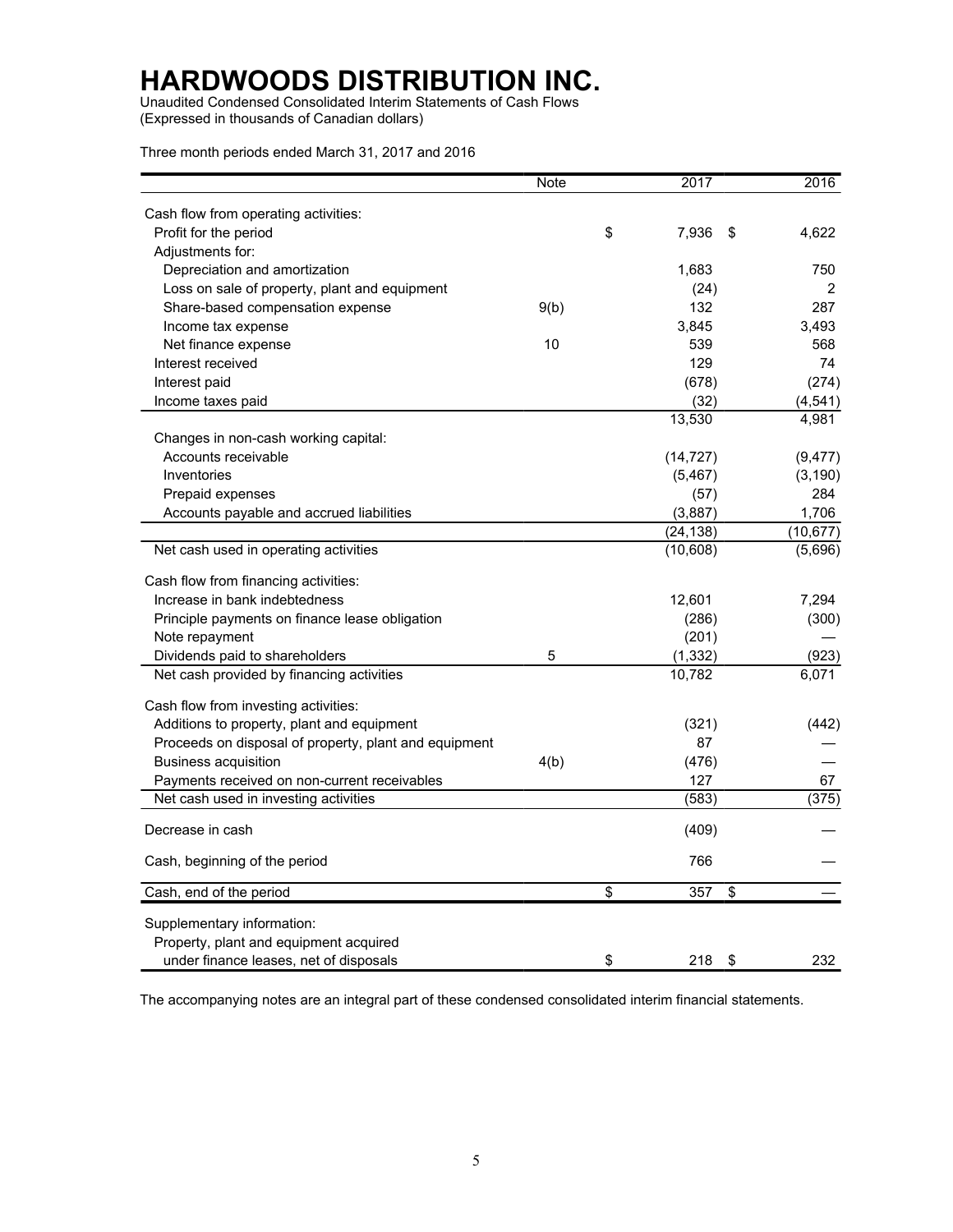# HARDWOODS DISTRIBUTION INC.

Unaudited Condensed Consolidated Interim Statements of Cash Flows
(Expressed in thousands of Canadian dollars)

Three month periods ended March 31, 2017 and 2016

| | Note | 2017 | 2016 |
|---|---|---|---|
| Cash flow from operating activities: | | | |
| Profit for the period | | $ 7,936 | $ 4,622 |
| Adjustments for: | | | |
| Depreciation and amortization | | 1,683 | 750 |
| Loss on sale of property, plant and equipment | | (24) | 2 |
| Share-based compensation expense | 9(b) | 132 | 287 |
| Income tax expense | | 3,845 | 3,493 |
| Net finance expense | 10 | 539 | 568 |
| Interest received | | 129 | 74 |
| Interest paid | | (678) | (274) |
| Income taxes paid | | (32) | (4,541) |
| | | 13,530 | 4,981 |
| Changes in non-cash working capital: | | | |
| Accounts receivable | | (14,727) | (9,477) |
| Inventories | | (5,467) | (3,190) |
| Prepaid expenses | | (57) | 284 |
| Accounts payable and accrued liabilities | | (3,887) | 1,706 |
| | | (24,138) | (10,677) |
| Net cash used in operating activities | | (10,608) | (5,696) |
| Cash flow from financing activities: | | | |
| Increase in bank indebtedness | | 12,601 | 7,294 |
| Principle payments on finance lease obligation | | (286) | (300) |
| Note repayment | | (201) | — |
| Dividends paid to shareholders | 5 | (1,332) | (923) |
| Net cash provided by financing activities | | 10,782 | 6,071 |
| Cash flow from investing activities: | | | |
| Additions to property, plant and equipment | | (321) | (442) |
| Proceeds on disposal of property, plant and equipment | | 87 | — |
| Business acquisition | 4(b) | (476) | — |
| Payments received on non-current receivables | | 127 | 67 |
| Net cash used in investing activities | | (583) | (375) |
| Decrease in cash | | (409) | — |
| Cash, beginning of the period | | 766 | — |
| Cash, end of the period | | $ 357 | $ — |
| Supplementary information: | | | |
| Property, plant and equipment acquired under finance leases, net of disposals | | $ 218 | $ 232 |

The accompanying notes are an integral part of these condensed consolidated interim financial statements.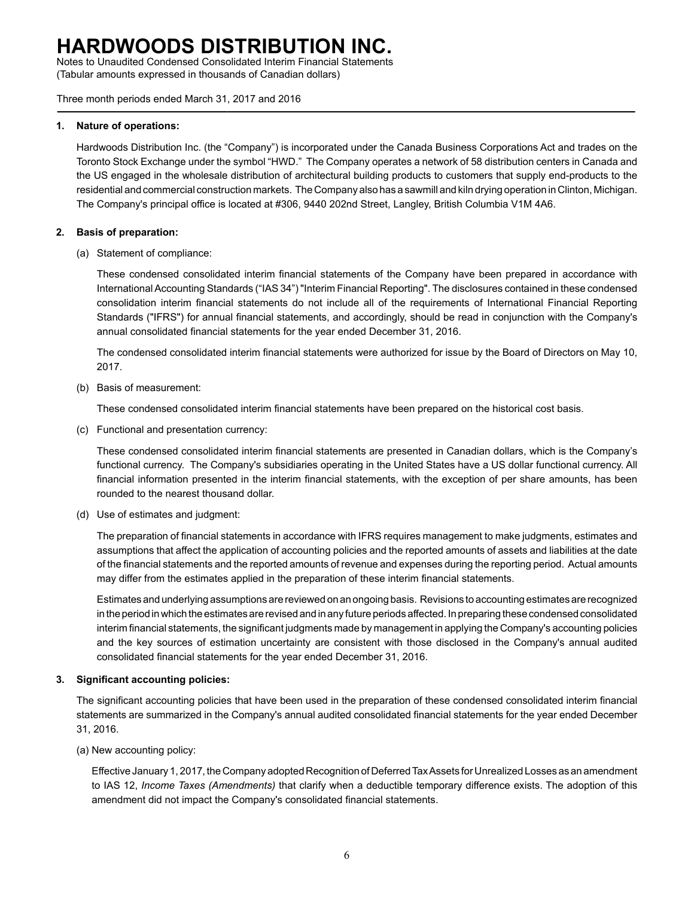# HARDWOODS DISTRIBUTION INC.

Notes to Unaudited Condensed Consolidated Interim Financial Statements
(Tabular amounts expressed in thousands of Canadian dollars)

Three month periods ended March 31, 2017 and 2016

## 1. Nature of operations:

Hardwoods Distribution Inc. (the "Company") is incorporated under the Canada Business Corporations Act and trades on the Toronto Stock Exchange under the symbol "HWD." The Company operates a network of 58 distribution centers in Canada and the US engaged in the wholesale distribution of architectural building products to customers that supply end-products to the residential and commercial construction markets. The Company also has a sawmill and kiln drying operation in Clinton, Michigan. The Company's principal office is located at #306, 9440 202nd Street, Langley, British Columbia V1M 4A6.

## 2. Basis of preparation:

(a) Statement of compliance:

These condensed consolidated interim financial statements of the Company have been prepared in accordance with International Accounting Standards ("IAS 34") "Interim Financial Reporting". The disclosures contained in these condensed consolidation interim financial statements do not include all of the requirements of International Financial Reporting Standards ("IFRS") for annual financial statements, and accordingly, should be read in conjunction with the Company's annual consolidated financial statements for the year ended December 31, 2016.

The condensed consolidated interim financial statements were authorized for issue by the Board of Directors on May 10, 2017.

(b) Basis of measurement:

These condensed consolidated interim financial statements have been prepared on the historical cost basis.

(c) Functional and presentation currency:

These condensed consolidated interim financial statements are presented in Canadian dollars, which is the Company's functional currency. The Company's subsidiaries operating in the United States have a US dollar functional currency. All financial information presented in the interim financial statements, with the exception of per share amounts, has been rounded to the nearest thousand dollar.

(d) Use of estimates and judgment:

The preparation of financial statements in accordance with IFRS requires management to make judgments, estimates and assumptions that affect the application of accounting policies and the reported amounts of assets and liabilities at the date of the financial statements and the reported amounts of revenue and expenses during the reporting period. Actual amounts may differ from the estimates applied in the preparation of these interim financial statements.

Estimates and underlying assumptions are reviewed on an ongoing basis. Revisions to accounting estimates are recognized in the period in which the estimates are revised and in any future periods affected. In preparing these condensed consolidated interim financial statements, the significant judgments made by management in applying the Company's accounting policies and the key sources of estimation uncertainty are consistent with those disclosed in the Company's annual audited consolidated financial statements for the year ended December 31, 2016.

## 3. Significant accounting policies:

The significant accounting policies that have been used in the preparation of these condensed consolidated interim financial statements are summarized in the Company's annual audited consolidated financial statements for the year ended December 31, 2016.

(a) New accounting policy:

Effective January 1, 2017, the Company adopted Recognition of Deferred Tax Assets for Unrealized Losses as an amendment to IAS 12, *Income Taxes (Amendments)* that clarify when a deductible temporary difference exists. The adoption of this amendment did not impact the Company's consolidated financial statements.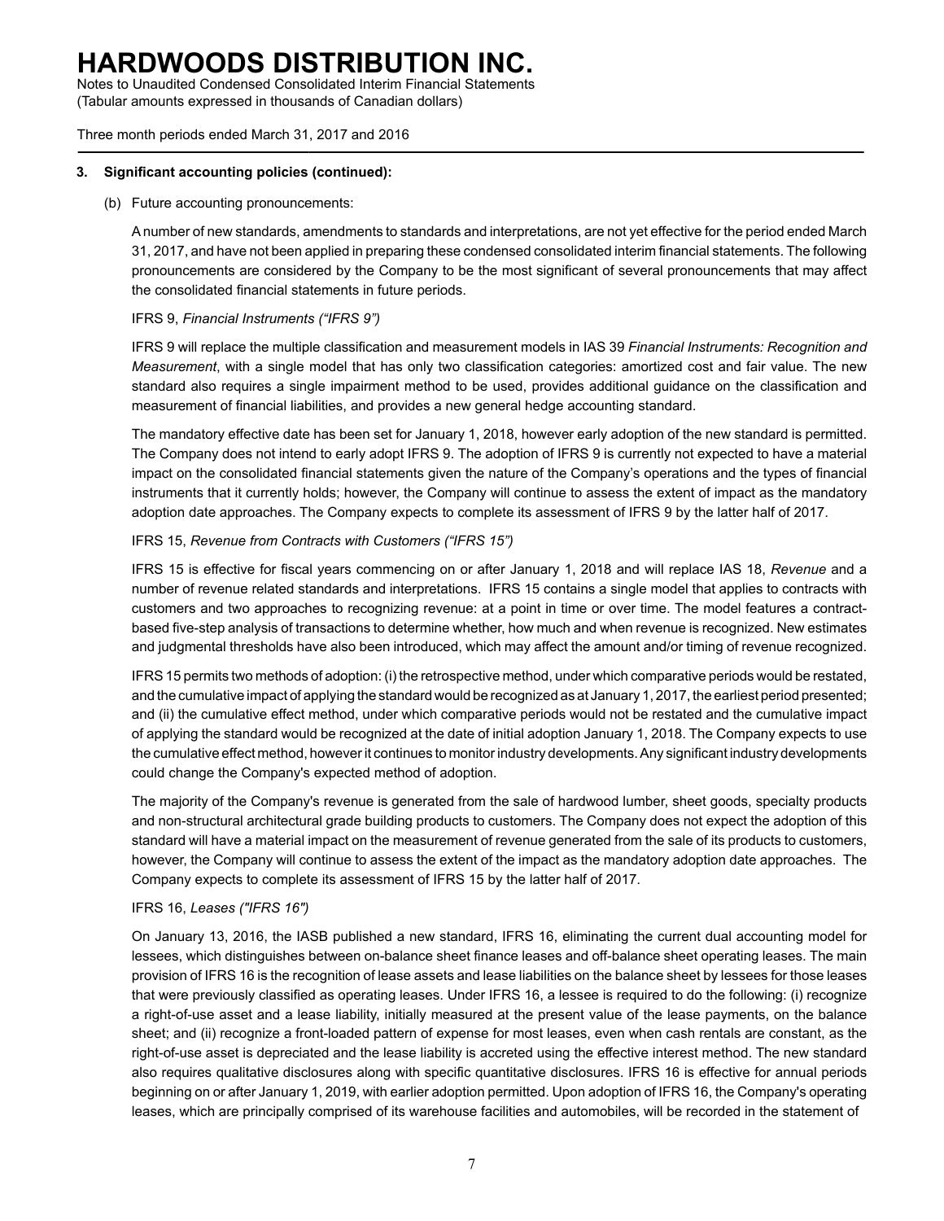### 3. Significant accounting policies (continued):

(b) Future accounting pronouncements:

A number of new standards, amendments to standards and interpretations, are not yet effective for the period ended March 31, 2017, and have not been applied in preparing these condensed consolidated interim financial statements. The following pronouncements are considered by the Company to be the most significant of several pronouncements that may affect the consolidated financial statements in future periods.

IFRS 9, *Financial Instruments ("IFRS 9")*

IFRS 9 will replace the multiple classification and measurement models in IAS 39 *Financial Instruments: Recognition and Measurement*, with a single model that has only two classification categories: amortized cost and fair value. The new standard also requires a single impairment method to be used, provides additional guidance on the classification and measurement of financial liabilities, and provides a new general hedge accounting standard.

The mandatory effective date has been set for January 1, 2018, however early adoption of the new standard is permitted. The Company does not intend to early adopt IFRS 9. The adoption of IFRS 9 is currently not expected to have a material impact on the consolidated financial statements given the nature of the Company's operations and the types of financial instruments that it currently holds; however, the Company will continue to assess the extent of impact as the mandatory adoption date approaches. The Company expects to complete its assessment of IFRS 9 by the latter half of 2017.

IFRS 15, *Revenue from Contracts with Customers ("IFRS 15")*

IFRS 15 is effective for fiscal years commencing on or after January 1, 2018 and will replace IAS 18, *Revenue* and a number of revenue related standards and interpretations. IFRS 15 contains a single model that applies to contracts with customers and two approaches to recognizing revenue: at a point in time or over time. The model features a contract-based five-step analysis of transactions to determine whether, how much and when revenue is recognized. New estimates and judgmental thresholds have also been introduced, which may affect the amount and/or timing of revenue recognized.

IFRS 15 permits two methods of adoption: (i) the retrospective method, under which comparative periods would be restated, and the cumulative impact of applying the standard would be recognized as at January 1, 2017, the earliest period presented; and (ii) the cumulative effect method, under which comparative periods would not be restated and the cumulative impact of applying the standard would be recognized at the date of initial adoption January 1, 2018. The Company expects to use the cumulative effect method, however it continues to monitor industry developments. Any significant industry developments could change the Company's expected method of adoption.

The majority of the Company's revenue is generated from the sale of hardwood lumber, sheet goods, specialty products and non-structural architectural grade building products to customers. The Company does not expect the adoption of this standard will have a material impact on the measurement of revenue generated from the sale of its products to customers, however, the Company will continue to assess the extent of the impact as the mandatory adoption date approaches. The Company expects to complete its assessment of IFRS 15 by the latter half of 2017.

IFRS 16, *Leases ("IFRS 16")*

On January 13, 2016, the IASB published a new standard, IFRS 16, eliminating the current dual accounting model for lessees, which distinguishes between on-balance sheet finance leases and off-balance sheet operating leases. The main provision of IFRS 16 is the recognition of lease assets and lease liabilities on the balance sheet by lessees for those leases that were previously classified as operating leases. Under IFRS 16, a lessee is required to do the following: (i) recognize a right-of-use asset and a lease liability, initially measured at the present value of the lease payments, on the balance sheet; and (ii) recognize a front-loaded pattern of expense for most leases, even when cash rentals are constant, as the right-of-use asset is depreciated and the lease liability is accreted using the effective interest method. The new standard also requires qualitative disclosures along with specific quantitative disclosures. IFRS 16 is effective for annual periods beginning on or after January 1, 2019, with earlier adoption permitted. Upon adoption of IFRS 16, the Company's operating leases, which are principally comprised of its warehouse facilities and automobiles, will be recorded in the statement of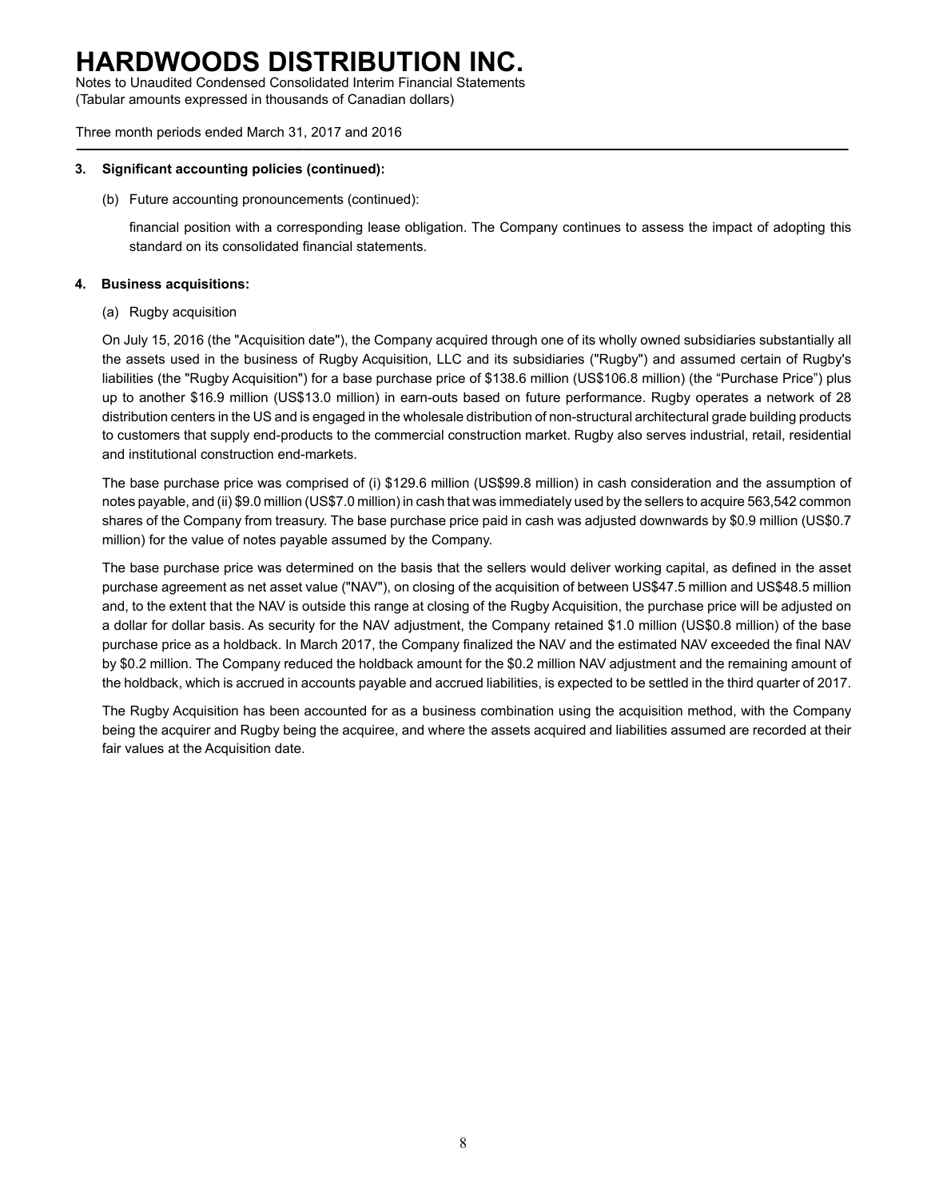### 3. Significant accounting policies (continued):

(b) Future accounting pronouncements (continued):

financial position with a corresponding lease obligation. The Company continues to assess the impact of adopting this standard on its consolidated financial statements.

### 4. Business acquisitions:

(a) Rugby acquisition

On July 15, 2016 (the "Acquisition date"), the Company acquired through one of its wholly owned subsidiaries substantially all the assets used in the business of Rugby Acquisition, LLC and its subsidiaries ("Rugby") and assumed certain of Rugby's liabilities (the "Rugby Acquisition") for a base purchase price of $138.6 million (US$106.8 million) (the "Purchase Price") plus up to another $16.9 million (US$13.0 million) in earn-outs based on future performance. Rugby operates a network of 28 distribution centers in the US and is engaged in the wholesale distribution of non-structural architectural grade building products to customers that supply end-products to the commercial construction market. Rugby also serves industrial, retail, residential and institutional construction end-markets.

The base purchase price was comprised of (i) $129.6 million (US$99.8 million) in cash consideration and the assumption of notes payable, and (ii) $9.0 million (US$7.0 million) in cash that was immediately used by the sellers to acquire 563,542 common shares of the Company from treasury. The base purchase price paid in cash was adjusted downwards by $0.9 million (US$0.7 million) for the value of notes payable assumed by the Company.

The base purchase price was determined on the basis that the sellers would deliver working capital, as defined in the asset purchase agreement as net asset value ("NAV"), on closing of the acquisition of between US$47.5 million and US$48.5 million and, to the extent that the NAV is outside this range at closing of the Rugby Acquisition, the purchase price will be adjusted on a dollar for dollar basis. As security for the NAV adjustment, the Company retained $1.0 million (US$0.8 million) of the base purchase price as a holdback. In March 2017, the Company finalized the NAV and the estimated NAV exceeded the final NAV by $0.2 million. The Company reduced the holdback amount for the $0.2 million NAV adjustment and the remaining amount of the holdback, which is accrued in accounts payable and accrued liabilities, is expected to be settled in the third quarter of 2017.

The Rugby Acquisition has been accounted for as a business combination using the acquisition method, with the Company being the acquirer and Rugby being the acquiree, and where the assets acquired and liabilities assumed are recorded at their fair values at the Acquisition date.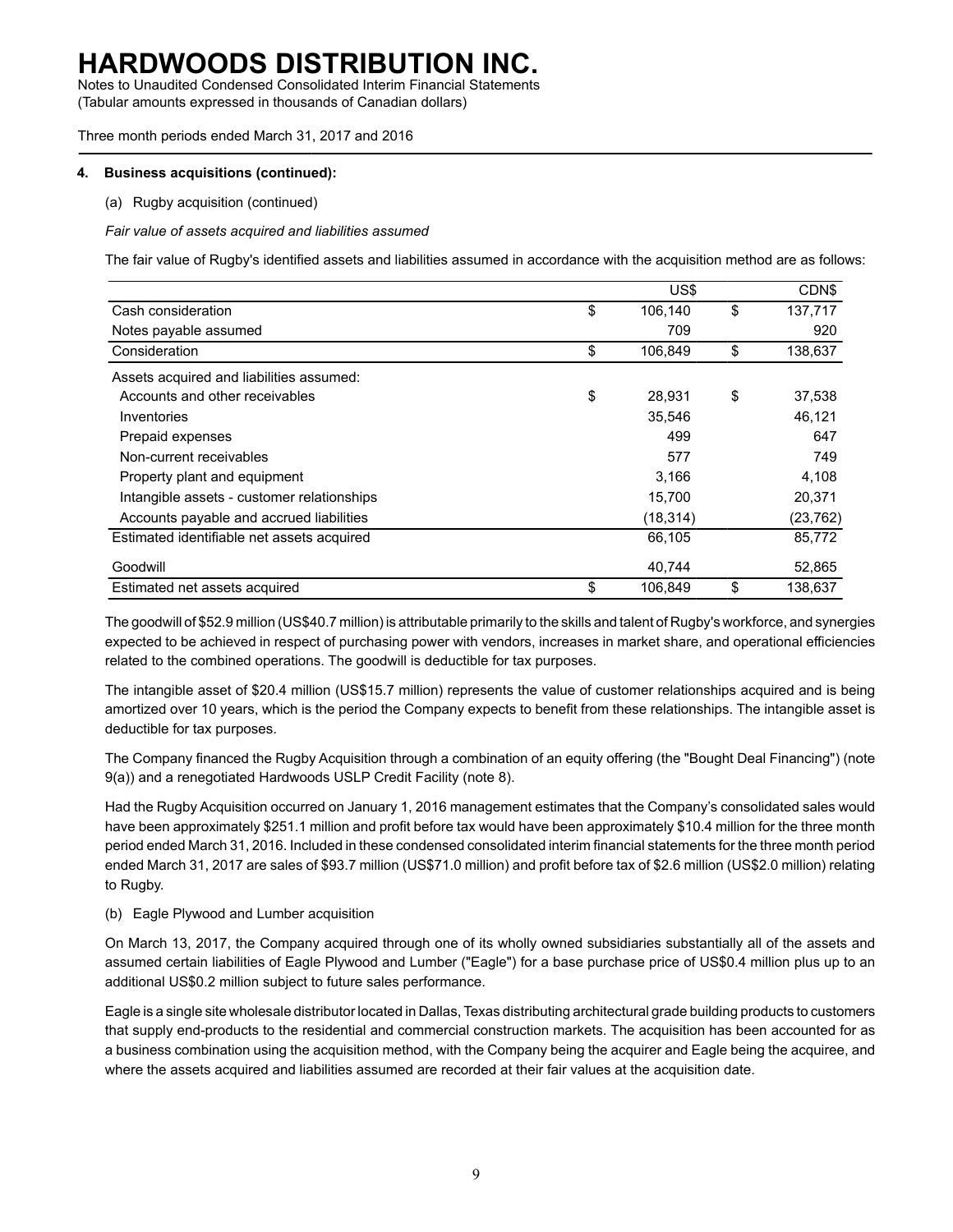### 4. Business acquisitions (continued):

(a) Rugby acquisition (continued)

*Fair value of assets acquired and liabilities assumed*

The fair value of Rugby's identified assets and liabilities assumed in accordance with the acquisition method are as follows:

| | US$ | CDN$ |
|---|---|---|
| Cash consideration | $ 106,140 | $ 137,717 |
| Notes payable assumed | 709 | 920 |
| Consideration | $ 106,849 | $ 138,637 |
| Assets acquired and liabilities assumed: | | |
| Accounts and other receivables | $ 28,931 | $ 37,538 |
| Inventories | 35,546 | 46,121 |
| Prepaid expenses | 499 | 647 |
| Non-current receivables | 577 | 749 |
| Property plant and equipment | 3,166 | 4,108 |
| Intangible assets - customer relationships | 15,700 | 20,371 |
| Accounts payable and accrued liabilities | (18,314) | (23,762) |
| Estimated identifiable net assets acquired | 66,105 | 85,772 |
| Goodwill | 40,744 | 52,865 |
| Estimated net assets acquired | $ 106,849 | $ 138,637 |

The goodwill of $52.9 million (US$40.7 million) is attributable primarily to the skills and talent of Rugby's workforce, and synergies expected to be achieved in respect of purchasing power with vendors, increases in market share, and operational efficiencies related to the combined operations. The goodwill is deductible for tax purposes.

The intangible asset of $20.4 million (US$15.7 million) represents the value of customer relationships acquired and is being amortized over 10 years, which is the period the Company expects to benefit from these relationships. The intangible asset is deductible for tax purposes.

The Company financed the Rugby Acquisition through a combination of an equity offering (the "Bought Deal Financing") (note 9(a)) and a renegotiated Hardwoods USLP Credit Facility (note 8).

Had the Rugby Acquisition occurred on January 1, 2016 management estimates that the Company's consolidated sales would have been approximately $251.1 million and profit before tax would have been approximately $10.4 million for the three month period ended March 31, 2016. Included in these condensed consolidated interim financial statements for the three month period ended March 31, 2017 are sales of $93.7 million (US$71.0 million) and profit before tax of $2.6 million (US$2.0 million) relating to Rugby.

(b) Eagle Plywood and Lumber acquisition

On March 13, 2017, the Company acquired through one of its wholly owned subsidiaries substantially all of the assets and assumed certain liabilities of Eagle Plywood and Lumber ("Eagle") for a base purchase price of US$0.4 million plus up to an additional US$0.2 million subject to future sales performance.

Eagle is a single site wholesale distributor located in Dallas, Texas distributing architectural grade building products to customers that supply end-products to the residential and commercial construction markets. The acquisition has been accounted for as a business combination using the acquisition method, with the Company being the acquirer and Eagle being the acquiree, and where the assets acquired and liabilities assumed are recorded at their fair values at the acquisition date.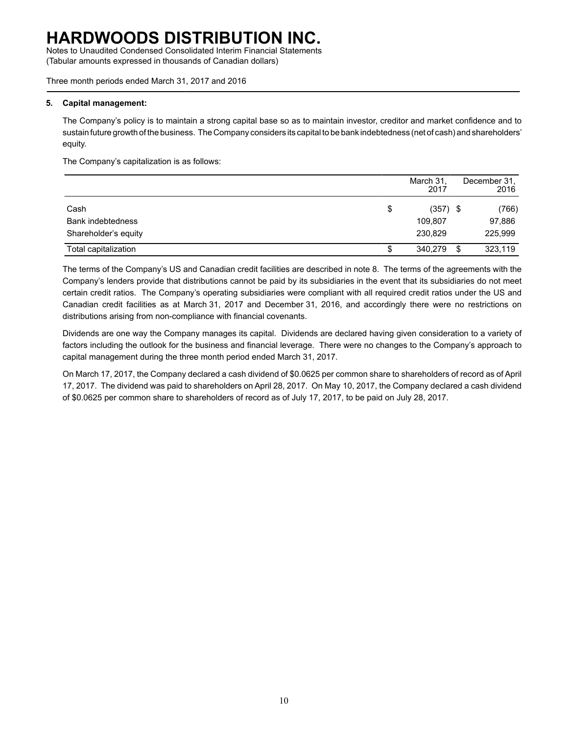# HARDWOODS DISTRIBUTION INC.

Notes to Unaudited Condensed Consolidated Interim Financial Statements
(Tabular amounts expressed in thousands of Canadian dollars)

Three month periods ended March 31, 2017 and 2016

**5. Capital management:**

The Company's policy is to maintain a strong capital base so as to maintain investor, creditor and market confidence and to sustain future growth of the business. The Company considers its capital to be bank indebtedness (net of cash) and shareholders' equity.

The Company's capitalization is as follows:

| | March 31, 2017 | December 31, 2016 |
|---|---|---|
| Cash | $ (357) | $ (766) |
| Bank indebtedness | 109,807 | 97,886 |
| Shareholder's equity | 230,829 | 225,999 |
| Total capitalization | $ 340,279 | $ 323,119 |

The terms of the Company's US and Canadian credit facilities are described in note 8. The terms of the agreements with the Company's lenders provide that distributions cannot be paid by its subsidiaries in the event that its subsidiaries do not meet certain credit ratios. The Company's operating subsidiaries were compliant with all required credit ratios under the US and Canadian credit facilities as at March 31, 2017 and December 31, 2016, and accordingly there were no restrictions on distributions arising from non-compliance with financial covenants.

Dividends are one way the Company manages its capital. Dividends are declared having given consideration to a variety of factors including the outlook for the business and financial leverage. There were no changes to the Company's approach to capital management during the three month period ended March 31, 2017.

On March 17, 2017, the Company declared a cash dividend of $0.0625 per common share to shareholders of record as of April 17, 2017. The dividend was paid to shareholders on April 28, 2017. On May 10, 2017, the Company declared a cash dividend of $0.0625 per common share to shareholders of record as of July 17, 2017, to be paid on July 28, 2017.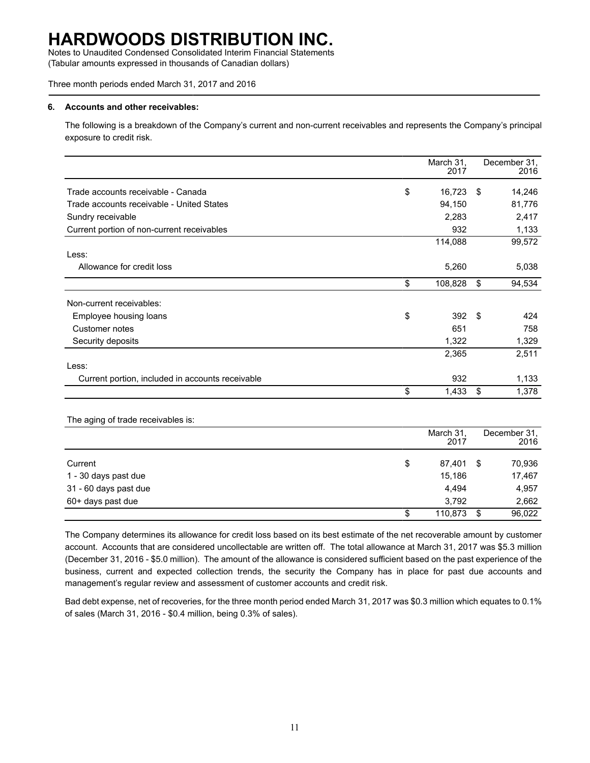# HARDWOODS DISTRIBUTION INC.

Notes to Unaudited Condensed Consolidated Interim Financial Statements
(Tabular amounts expressed in thousands of Canadian dollars)

Three month periods ended March 31, 2017 and 2016

### 6. Accounts and other receivables:

The following is a breakdown of the Company's current and non-current receivables and represents the Company's principal exposure to credit risk.

| | March 31, 2017 | December 31, 2016 |
|---|---|---|
| Trade accounts receivable - Canada | $ 16,723 | $ 14,246 |
| Trade accounts receivable - United States | 94,150 | 81,776 |
| Sundry receivable | 2,283 | 2,417 |
| Current portion of non-current receivables | 932 | 1,133 |
| | 114,088 | 99,572 |
| Less: | | |
| Allowance for credit loss | 5,260 | 5,038 |
| | $ 108,828 | $ 94,534 |
| Non-current receivables: | | |
| Employee housing loans | $ 392 | $ 424 |
| Customer notes | 651 | 758 |
| Security deposits | 1,322 | 1,329 |
| | 2,365 | 2,511 |
| Less: | | |
| Current portion, included in accounts receivable | 932 | 1,133 |
| | $ 1,433 | $ 1,378 |

The aging of trade receivables is:

| | March 31, 2017 | December 31, 2016 |
|---|---|---|
| Current | $ 87,401 | $ 70,936 |
| 1 - 30 days past due | 15,186 | 17,467 |
| 31 - 60 days past due | 4,494 | 4,957 |
| 60+ days past due | 3,792 | 2,662 |
| | $ 110,873 | $ 96,022 |

The Company determines its allowance for credit loss based on its best estimate of the net recoverable amount by customer account. Accounts that are considered uncollectable are written off. The total allowance at March 31, 2017 was $5.3 million (December 31, 2016 - $5.0 million). The amount of the allowance is considered sufficient based on the past experience of the business, current and expected collection trends, the security the Company has in place for past due accounts and management's regular review and assessment of customer accounts and credit risk.

Bad debt expense, net of recoveries, for the three month period ended March 31, 2017 was $0.3 million which equates to 0.1% of sales (March 31, 2016 - $0.4 million, being 0.3% of sales).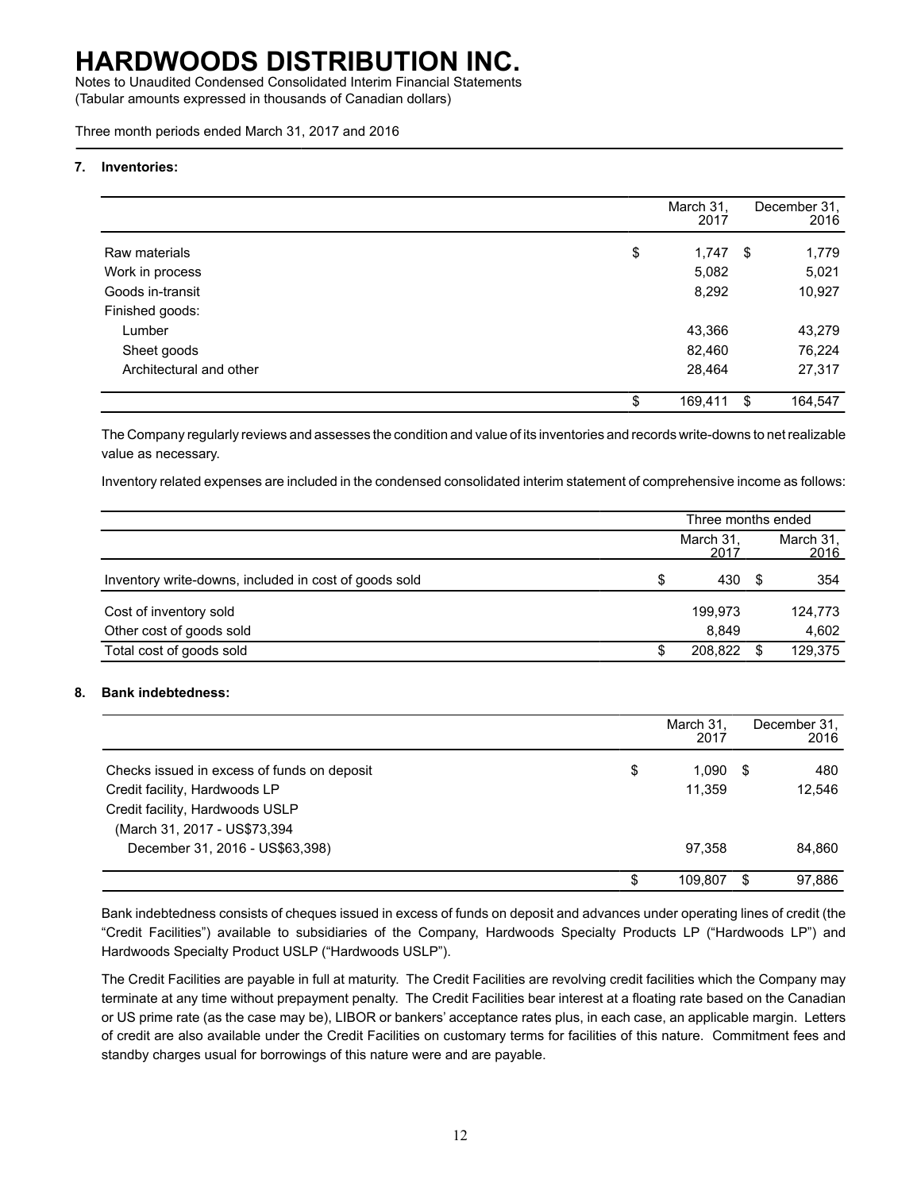### 7. Inventories:

| | March 31, 2017 | December 31, 2016 |
|---|---|---|
| Raw materials | $ 1,747 | $ 1,779 |
| Work in process | 5,082 | 5,021 |
| Goods in-transit | 8,292 | 10,927 |
| Finished goods: | | |
| Lumber | 43,366 | 43,279 |
| Sheet goods | 82,460 | 76,224 |
| Architectural and other | 28,464 | 27,317 |
| | $ 169,411 | $ 164,547 |

The Company regularly reviews and assesses the condition and value of its inventories and records write-downs to net realizable value as necessary.

Inventory related expenses are included in the condensed consolidated interim statement of comprehensive income as follows:

| | Three months ended | |
|---|---|---|
| | March 31, 2017 | March 31, 2016 |
| Inventory write-downs, included in cost of goods sold | $ 430 | $ 354 |
| Cost of inventory sold | 199,973 | 124,773 |
| Other cost of goods sold | 8,849 | 4,602 |
| Total cost of goods sold | $ 208,822 | $ 129,375 |

### 8. Bank indebtedness:

| | March 31, 2017 | December 31, 2016 |
|---|---|---|
| Checks issued in excess of funds on deposit | $ 1,090 | $ 480 |
| Credit facility, Hardwoods LP | 11,359 | 12,546 |
| Credit facility, Hardwoods USLP (March 31, 2017 - US$73,394 December 31, 2016 - US$63,398) | 97,358 | 84,860 |
| | $ 109,807 | $ 97,886 |

Bank indebtedness consists of cheques issued in excess of funds on deposit and advances under operating lines of credit (the "Credit Facilities") available to subsidiaries of the Company, Hardwoods Specialty Products LP ("Hardwoods LP") and Hardwoods Specialty Product USLP ("Hardwoods USLP").

The Credit Facilities are payable in full at maturity. The Credit Facilities are revolving credit facilities which the Company may terminate at any time without prepayment penalty. The Credit Facilities bear interest at a floating rate based on the Canadian or US prime rate (as the case may be), LIBOR or bankers' acceptance rates plus, in each case, an applicable margin. Letters of credit are also available under the Credit Facilities on customary terms for facilities of this nature. Commitment fees and standby charges usual for borrowings of this nature were and are payable.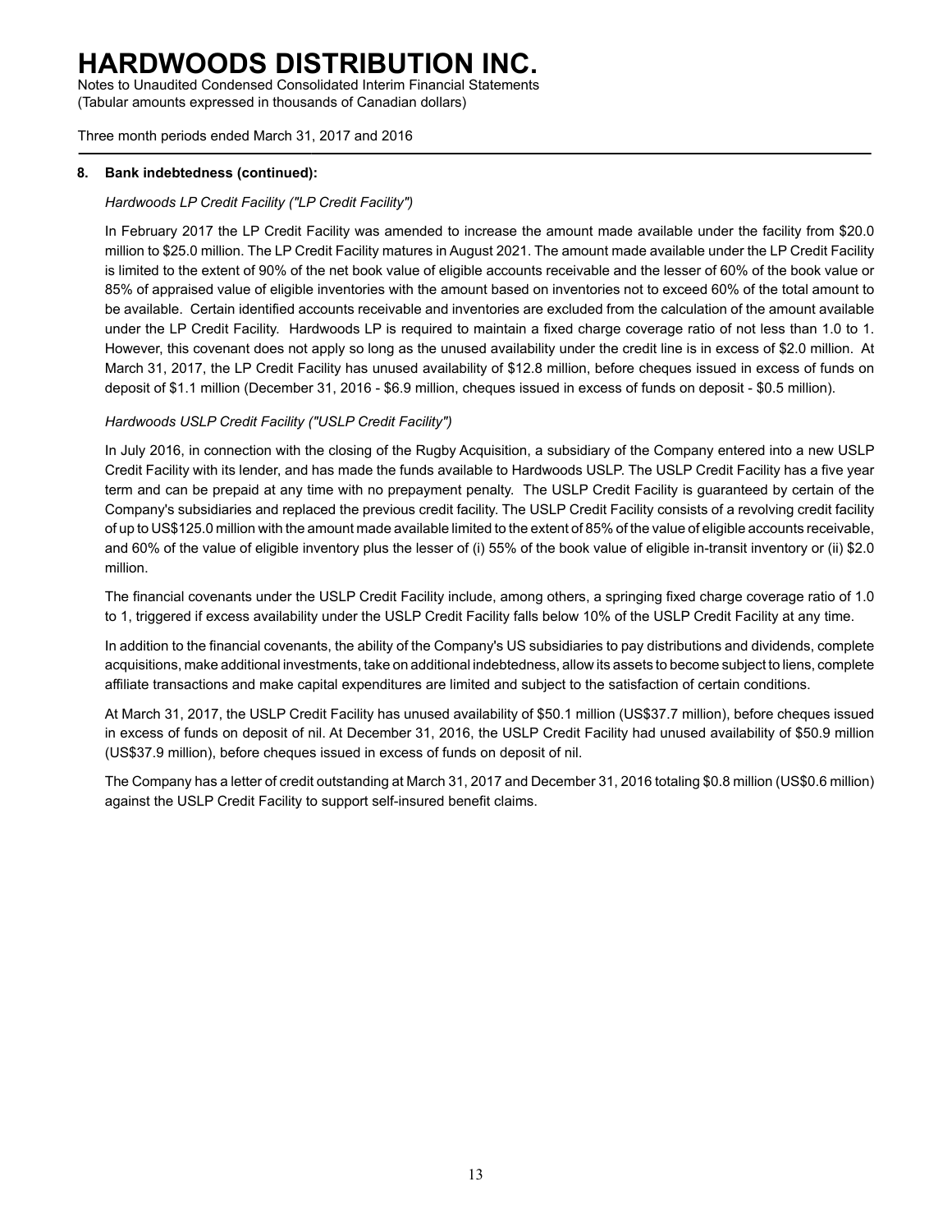### 8. Bank indebtedness (continued):

*Hardwoods LP Credit Facility ("LP Credit Facility")*

In February 2017 the LP Credit Facility was amended to increase the amount made available under the facility from $20.0 million to $25.0 million. The LP Credit Facility matures in August 2021. The amount made available under the LP Credit Facility is limited to the extent of 90% of the net book value of eligible accounts receivable and the lesser of 60% of the book value or 85% of appraised value of eligible inventories with the amount based on inventories not to exceed 60% of the total amount to be available. Certain identified accounts receivable and inventories are excluded from the calculation of the amount available under the LP Credit Facility. Hardwoods LP is required to maintain a fixed charge coverage ratio of not less than 1.0 to 1. However, this covenant does not apply so long as the unused availability under the credit line is in excess of $2.0 million. At March 31, 2017, the LP Credit Facility has unused availability of $12.8 million, before cheques issued in excess of funds on deposit of $1.1 million (December 31, 2016 - $6.9 million, cheques issued in excess of funds on deposit - $0.5 million).

*Hardwoods USLP Credit Facility ("USLP Credit Facility")*

In July 2016, in connection with the closing of the Rugby Acquisition, a subsidiary of the Company entered into a new USLP Credit Facility with its lender, and has made the funds available to Hardwoods USLP. The USLP Credit Facility has a five year term and can be prepaid at any time with no prepayment penalty. The USLP Credit Facility is guaranteed by certain of the Company's subsidiaries and replaced the previous credit facility. The USLP Credit Facility consists of a revolving credit facility of up to US$125.0 million with the amount made available limited to the extent of 85% of the value of eligible accounts receivable, and 60% of the value of eligible inventory plus the lesser of (i) 55% of the book value of eligible in-transit inventory or (ii) $2.0 million.

The financial covenants under the USLP Credit Facility include, among others, a springing fixed charge coverage ratio of 1.0 to 1, triggered if excess availability under the USLP Credit Facility falls below 10% of the USLP Credit Facility at any time.

In addition to the financial covenants, the ability of the Company's US subsidiaries to pay distributions and dividends, complete acquisitions, make additional investments, take on additional indebtedness, allow its assets to become subject to liens, complete affiliate transactions and make capital expenditures are limited and subject to the satisfaction of certain conditions.

At March 31, 2017, the USLP Credit Facility has unused availability of $50.1 million (US$37.7 million), before cheques issued in excess of funds on deposit of nil. At December 31, 2016, the USLP Credit Facility had unused availability of $50.9 million (US$37.9 million), before cheques issued in excess of funds on deposit of nil.

The Company has a letter of credit outstanding at March 31, 2017 and December 31, 2016 totaling $0.8 million (US$0.6 million) against the USLP Credit Facility to support self-insured benefit claims.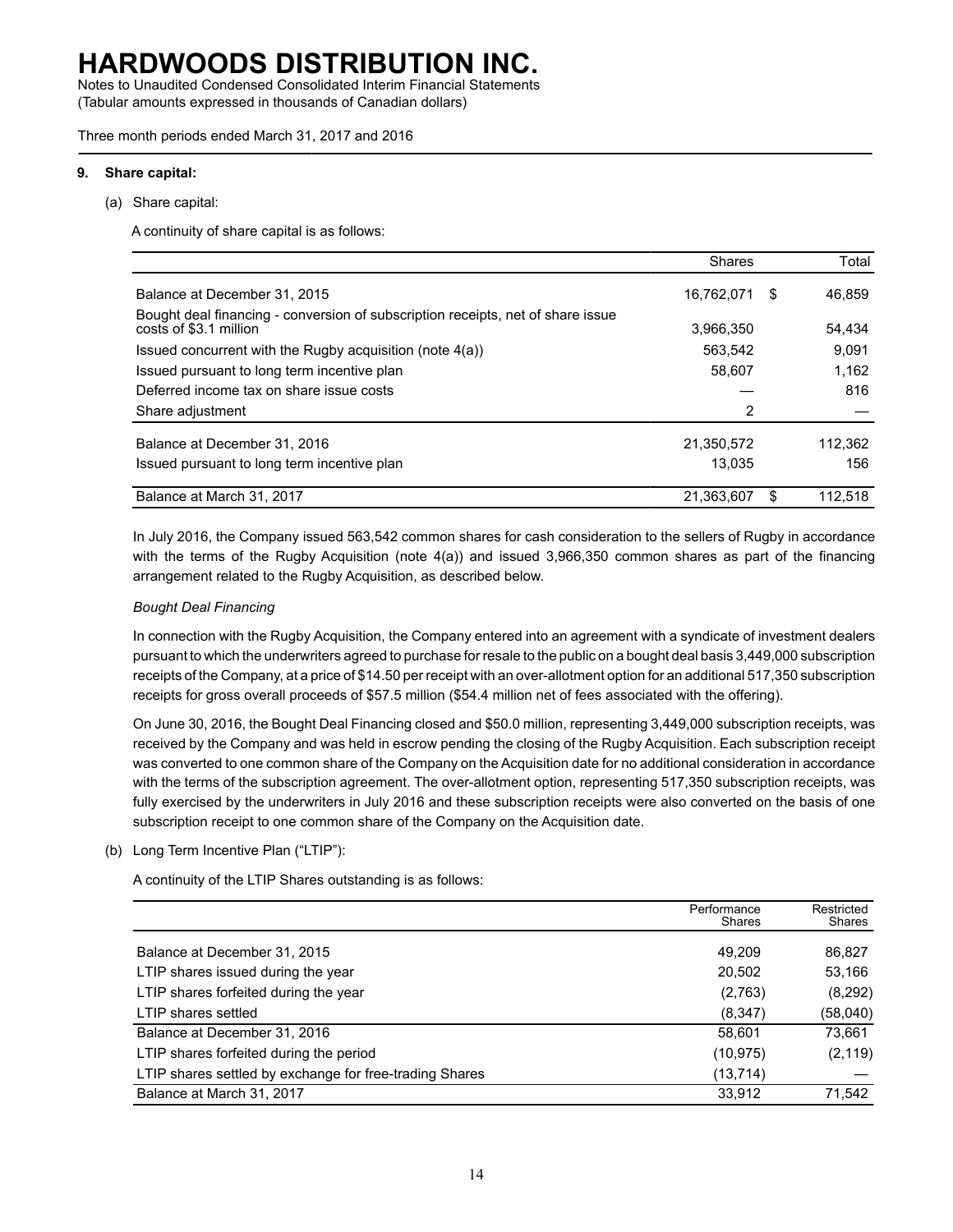# HARDWOODS DISTRIBUTION INC.

Notes to Unaudited Condensed Consolidated Interim Financial Statements
(Tabular amounts expressed in thousands of Canadian dollars)

Three month periods ended March 31, 2017 and 2016

## 9. Share capital:

(a) Share capital:

A continuity of share capital is as follows:

| | Shares | | Total |
|---|---|---|---|
| Balance at December 31, 2015 | 16,762,071 | $ | 46,859 |
| Bought deal financing - conversion of subscription receipts, net of share issue costs of $3.1 million | 3,966,350 | | 54,434 |
| Issued concurrent with the Rugby acquisition (note 4(a)) | 563,542 | | 9,091 |
| Issued pursuant to long term incentive plan | 58,607 | | 1,162 |
| Deferred income tax on share issue costs | — | | 816 |
| Share adjustment | 2 | | — |
| Balance at December 31, 2016 | 21,350,572 | | 112,362 |
| Issued pursuant to long term incentive plan | 13,035 | | 156 |
| Balance at March 31, 2017 | 21,363,607 | $ | 112,518 |

In July 2016, the Company issued 563,542 common shares for cash consideration to the sellers of Rugby in accordance with the terms of the Rugby Acquisition (note 4(a)) and issued 3,966,350 common shares as part of the financing arrangement related to the Rugby Acquisition, as described below.

*Bought Deal Financing*

In connection with the Rugby Acquisition, the Company entered into an agreement with a syndicate of investment dealers pursuant to which the underwriters agreed to purchase for resale to the public on a bought deal basis 3,449,000 subscription receipts of the Company, at a price of $14.50 per receipt with an over-allotment option for an additional 517,350 subscription receipts for gross overall proceeds of $57.5 million ($54.4 million net of fees associated with the offering).

On June 30, 2016, the Bought Deal Financing closed and $50.0 million, representing 3,449,000 subscription receipts, was received by the Company and was held in escrow pending the closing of the Rugby Acquisition. Each subscription receipt was converted to one common share of the Company on the Acquisition date for no additional consideration in accordance with the terms of the subscription agreement. The over-allotment option, representing 517,350 subscription receipts, was fully exercised by the underwriters in July 2016 and these subscription receipts were also converted on the basis of one subscription receipt to one common share of the Company on the Acquisition date.

(b) Long Term Incentive Plan ("LTIP"):

A continuity of the LTIP Shares outstanding is as follows:

| | Performance Shares | Restricted Shares |
|---|---|---|
| Balance at December 31, 2015 | 49,209 | 86,827 |
| LTIP shares issued during the year | 20,502 | 53,166 |
| LTIP shares forfeited during the year | (2,763) | (8,292) |
| LTIP shares settled | (8,347) | (58,040) |
| Balance at December 31, 2016 | 58,601 | 73,661 |
| LTIP shares forfeited during the period | (10,975) | (2,119) |
| LTIP shares settled by exchange for free-trading Shares | (13,714) | — |
| Balance at March 31, 2017 | 33,912 | 71,542 |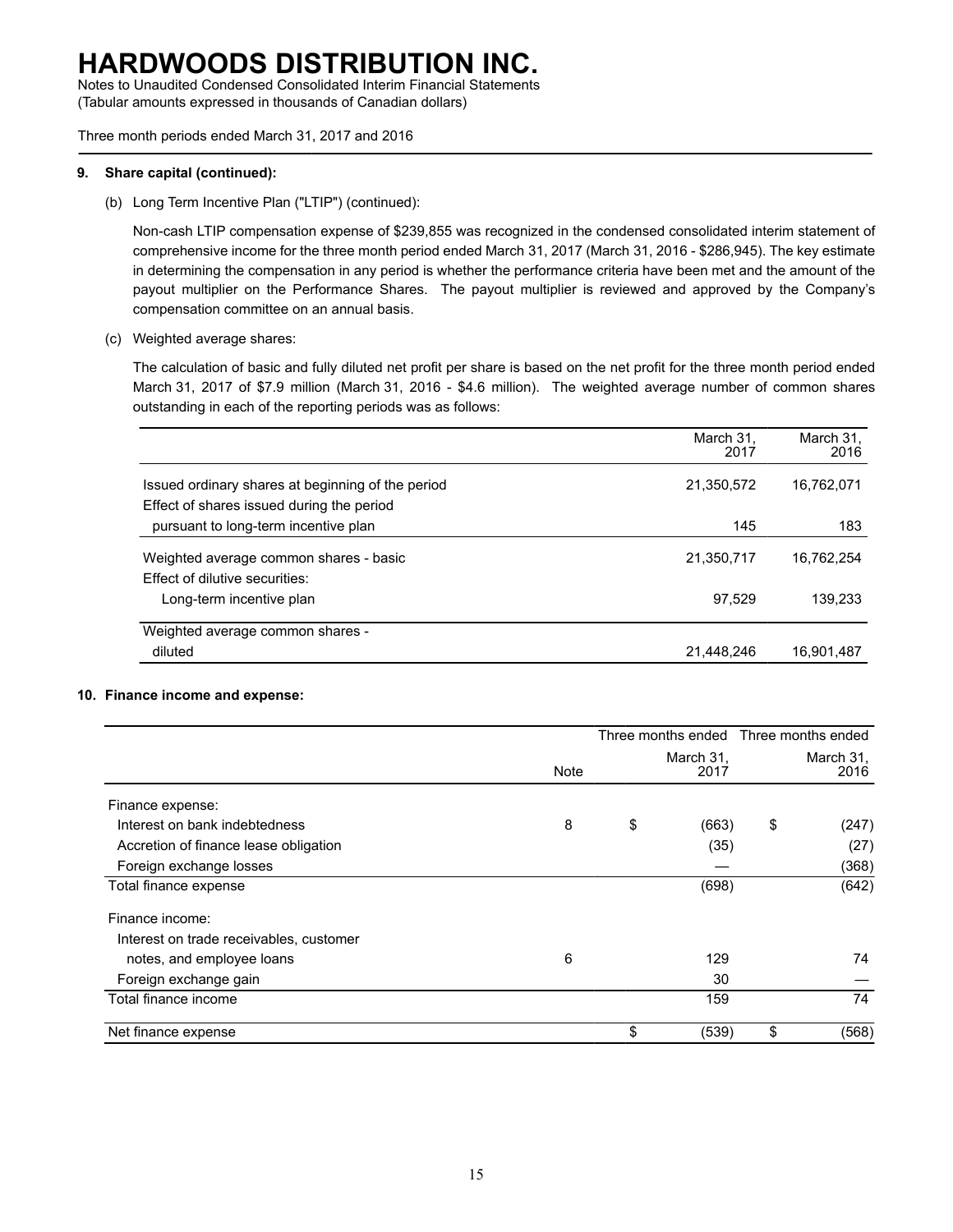# HARDWOODS DISTRIBUTION INC.

Notes to Unaudited Condensed Consolidated Interim Financial Statements
(Tabular amounts expressed in thousands of Canadian dollars)

Three month periods ended March 31, 2017 and 2016

**9. Share capital (continued):**

(b) Long Term Incentive Plan ("LTIP") (continued):

Non-cash LTIP compensation expense of $239,855 was recognized in the condensed consolidated interim statement of comprehensive income for the three month period ended March 31, 2017 (March 31, 2016 - $286,945). The key estimate in determining the compensation in any period is whether the performance criteria have been met and the amount of the payout multiplier on the Performance Shares. The payout multiplier is reviewed and approved by the Company's compensation committee on an annual basis.

(c) Weighted average shares:

The calculation of basic and fully diluted net profit per share is based on the net profit for the three month period ended March 31, 2017 of $7.9 million (March 31, 2016 - $4.6 million). The weighted average number of common shares outstanding in each of the reporting periods was as follows:

| | March 31, 2017 | March 31, 2016 |
|---|---|---|
| Issued ordinary shares at beginning of the period | 21,350,572 | 16,762,071 |
| Effect of shares issued during the period pursuant to long-term incentive plan | 145 | 183 |
| Weighted average common shares - basic | 21,350,717 | 16,762,254 |
| Effect of dilutive securities: | | |
| Long-term incentive plan | 97,529 | 139,233 |
| Weighted average common shares - diluted | 21,448,246 | 16,901,487 |

**10. Finance income and expense:**

| | Note | Three months ended March 31, 2017 | Three months ended March 31, 2016 |
|---|---|---|---|
| Finance expense: | | | |
| Interest on bank indebtedness | 8 | $ (663) | $ (247) |
| Accretion of finance lease obligation | | (35) | (27) |
| Foreign exchange losses | | — | (368) |
| Total finance expense | | (698) | (642) |
| Finance income: | | | |
| Interest on trade receivables, customer notes, and employee loans | 6 | 129 | 74 |
| Foreign exchange gain | | 30 | — |
| Total finance income | | 159 | 74 |
| Net finance expense | | $ (539) | $ (568) |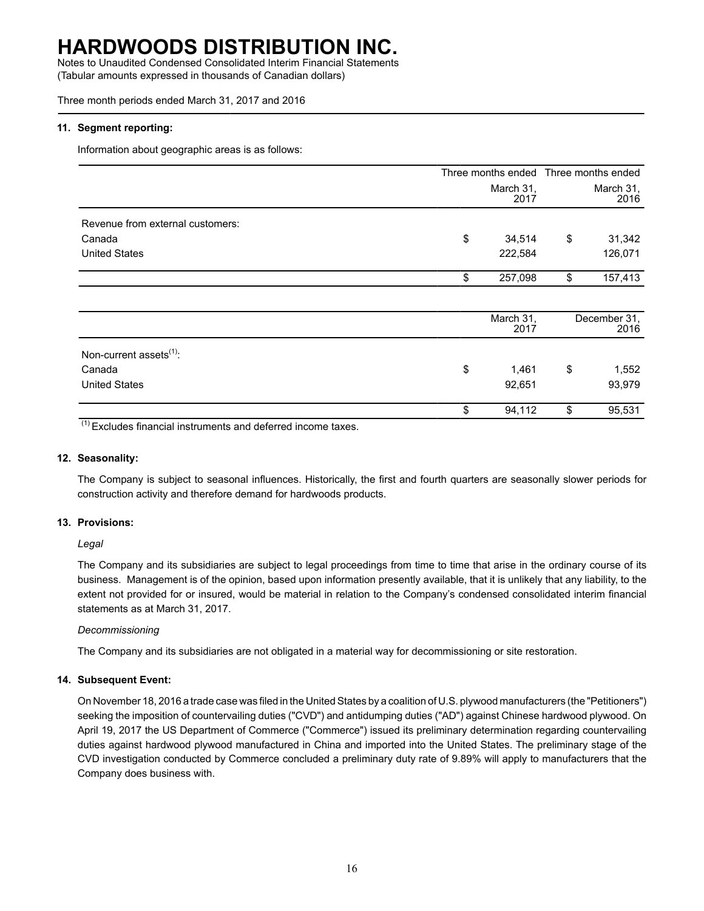# HARDWOODS DISTRIBUTION INC.

Notes to Unaudited Condensed Consolidated Interim Financial Statements
(Tabular amounts expressed in thousands of Canadian dollars)

Three month periods ended March 31, 2017 and 2016

## 11. Segment reporting:

Information about geographic areas is as follows:

| | Three months ended March 31, 2017 | Three months ended March 31, 2016 |
|---|---|---|
| Revenue from external customers: | | |
| Canada | $ 34,514 | $ 31,342 |
| United States | 222,584 | 126,071 |
| | $ 257,098 | $ 157,413 |

| | March 31, 2017 | December 31, 2016 |
|---|---|---|
| Non-current assets[(1)]: | | |
| Canada | $ 1,461 | $ 1,552 |
| United States | 92,651 | 93,979 |
| | $ 94,112 | $ 95,531 |

[(1)] Excludes financial instruments and deferred income taxes.

## 12. Seasonality:

The Company is subject to seasonal influences. Historically, the first and fourth quarters are seasonally slower periods for construction activity and therefore demand for hardwoods products.

## 13. Provisions:

*Legal*

The Company and its subsidiaries are subject to legal proceedings from time to time that arise in the ordinary course of its business. Management is of the opinion, based upon information presently available, that it is unlikely that any liability, to the extent not provided for or insured, would be material in relation to the Company's condensed consolidated interim financial statements as at March 31, 2017.

*Decommissioning*

The Company and its subsidiaries are not obligated in a material way for decommissioning or site restoration.

## 14. Subsequent Event:

On November 18, 2016 a trade case was filed in the United States by a coalition of U.S. plywood manufacturers (the "Petitioners") seeking the imposition of countervailing duties ("CVD") and antidumping duties ("AD") against Chinese hardwood plywood. On April 19, 2017 the US Department of Commerce ("Commerce") issued its preliminary determination regarding countervailing duties against hardwood plywood manufactured in China and imported into the United States. The preliminary stage of the CVD investigation conducted by Commerce concluded a preliminary duty rate of 9.89% will apply to manufacturers that the Company does business with.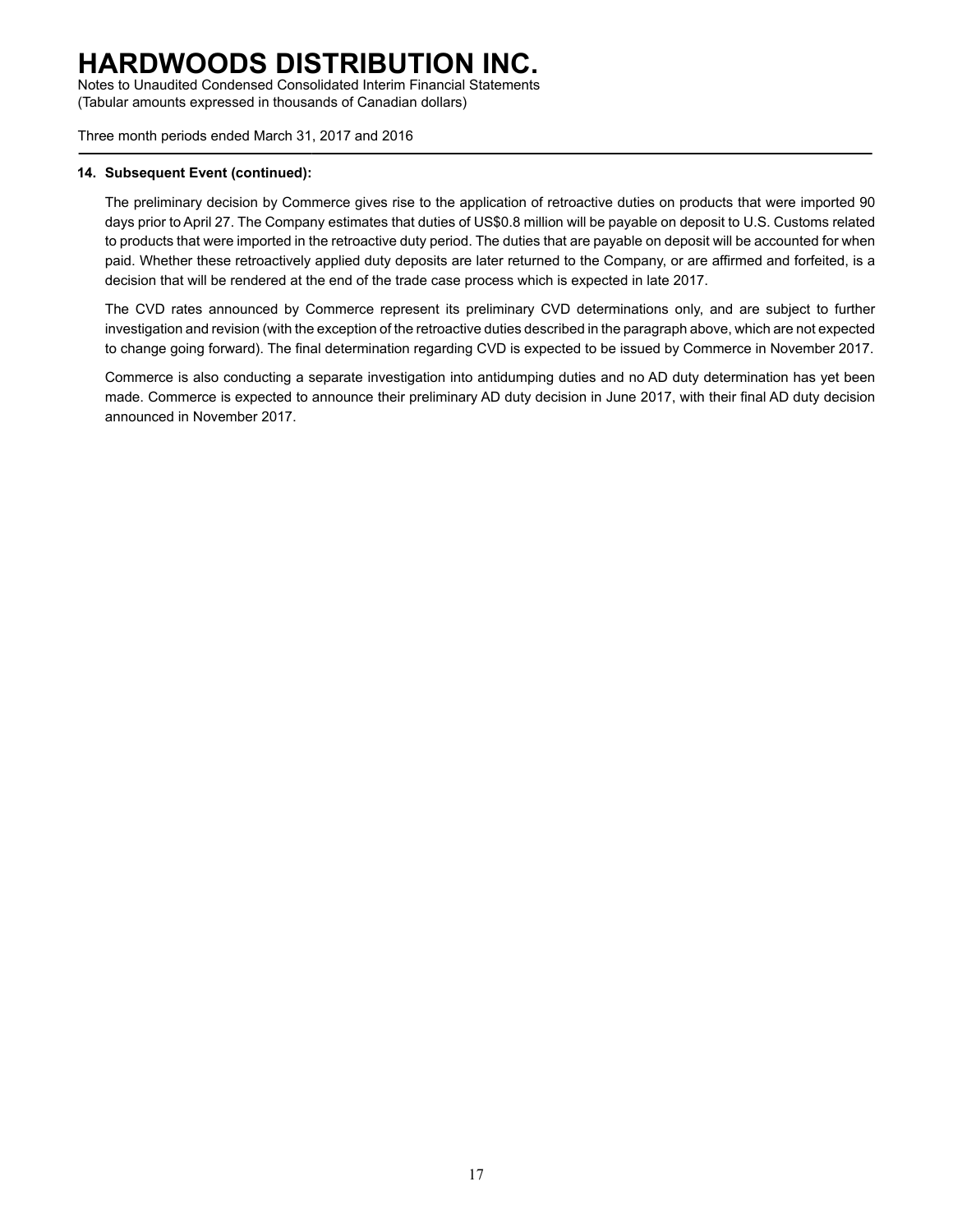**14. Subsequent Event (continued):**

The preliminary decision by Commerce gives rise to the application of retroactive duties on products that were imported 90 days prior to April 27. The Company estimates that duties of US$0.8 million will be payable on deposit to U.S. Customs related to products that were imported in the retroactive duty period. The duties that are payable on deposit will be accounted for when paid. Whether these retroactively applied duty deposits are later returned to the Company, or are affirmed and forfeited, is a decision that will be rendered at the end of the trade case process which is expected in late 2017.

The CVD rates announced by Commerce represent its preliminary CVD determinations only, and are subject to further investigation and revision (with the exception of the retroactive duties described in the paragraph above, which are not expected to change going forward). The final determination regarding CVD is expected to be issued by Commerce in November 2017.

Commerce is also conducting a separate investigation into antidumping duties and no AD duty determination has yet been made. Commerce is expected to announce their preliminary AD duty decision in June 2017, with their final AD duty decision announced in November 2017.